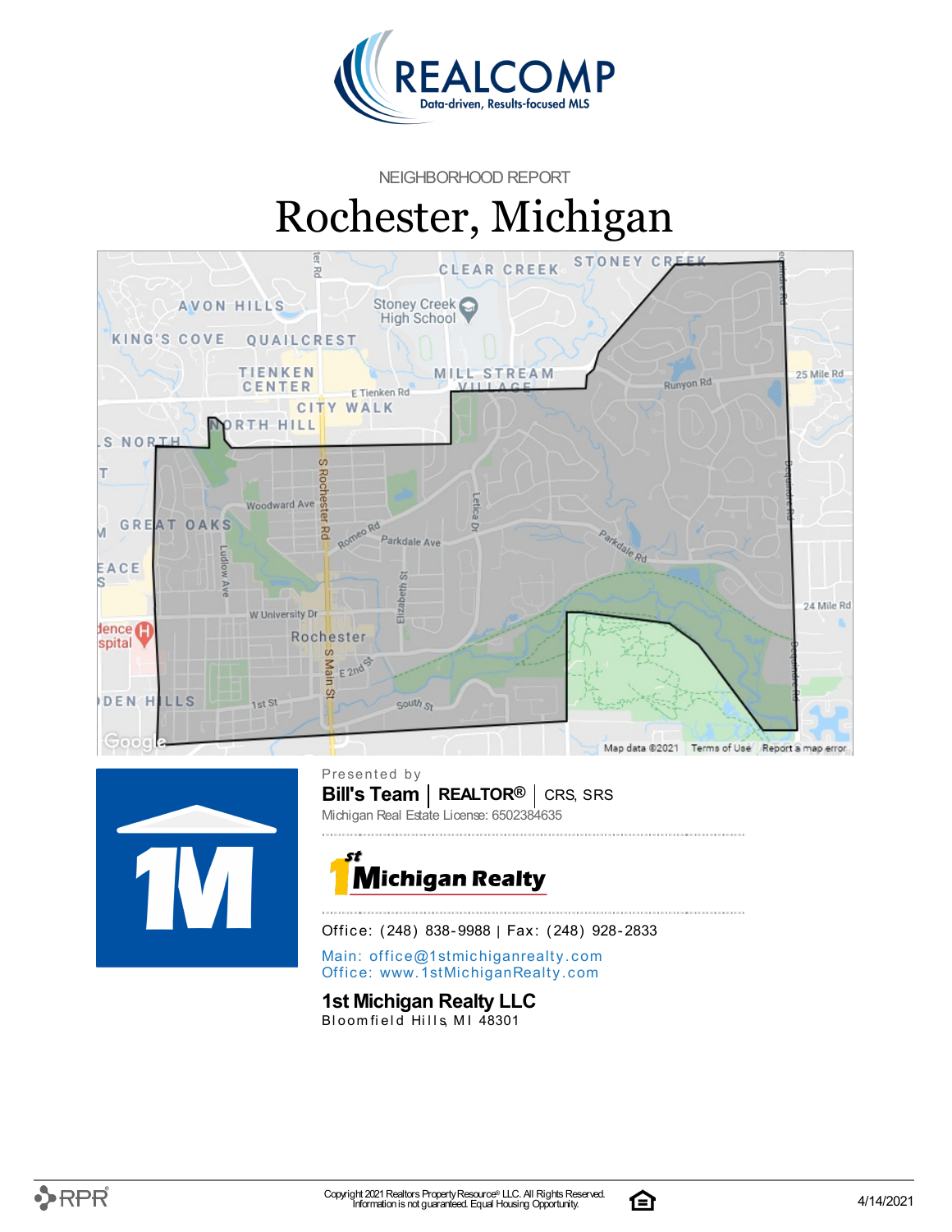REALCOMP
Data-driven, Results-focused MLS

NEIGHBORHOOD REPORT

# Rochester, Michigan

Presented by

**Bill's Team** | **REALTOR®** | CRS, SRS

Michigan Real Estate License: 6502384635

1st Michigan Realty

Office: (248) 838-9988 | Fax: (248) 928-2833

Main: office@1stmichiganrealty.com

Office: www.1stMichiganRealty.com

**1st Michigan Realty LLC**

Bloomfield Hills, MI 48301

Copyright 2021 Realtors Property Resource® LLC. All Rights Reserved.
Information is not guaranteed. Equal Housing Opportunity.

4/14/2021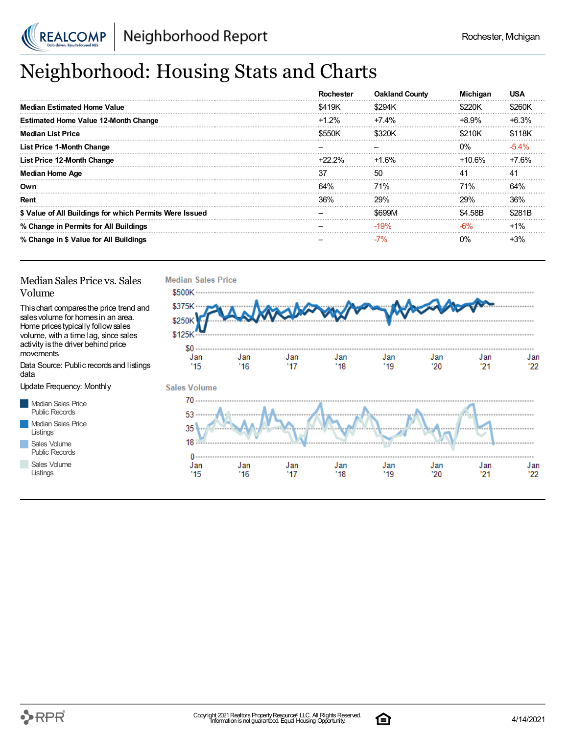# Neighborhood: Housing Stats and Charts

| | Rochester | Oakland County | Michigan | USA |
|---|---|---|---|---|
| **Median Estimated Home Value** | $419K | $294K | $220K | $260K |
| **Estimated Home Value 12-Month Change** | +1.2% | +7.4% | +8.9% | +6.3% |
| **Median List Price** | $550K | $320K | $210K | $118K |
| **List Price 1-Month Change** | – | – | 0% | -5.4% |
| **List Price 12-Month Change** | +22.2% | +1.6% | +10.6% | +7.6% |
| **Median Home Age** | 37 | 50 | 41 | 41 |
| **Own** | 64% | 71% | 71% | 64% |
| **Rent** | 36% | 29% | 29% | 36% |
| **$ Value of All Buildings for which Permits Were Issued** | – | $699M | $4.58B | $281B |
| **% Change in Permits for All Buildings** | – | -19% | -6% | +1% |
| **% Change in $ Value for All Buildings** | – | -7% | 0% | +3% |

## Median Sales Price vs. Sales Volume

This chart compares the price trend and sales volume for homes in an area. Home prices typically follow sales volume, with a time lag, since sales activity is the driver behind price movements.

Data Source: Public records and listings data

Update Frequency: Monthly

- Median Sales Price Public Records
- Median Sales Price Listings
- Sales Volume Public Records
- Sales Volume Listings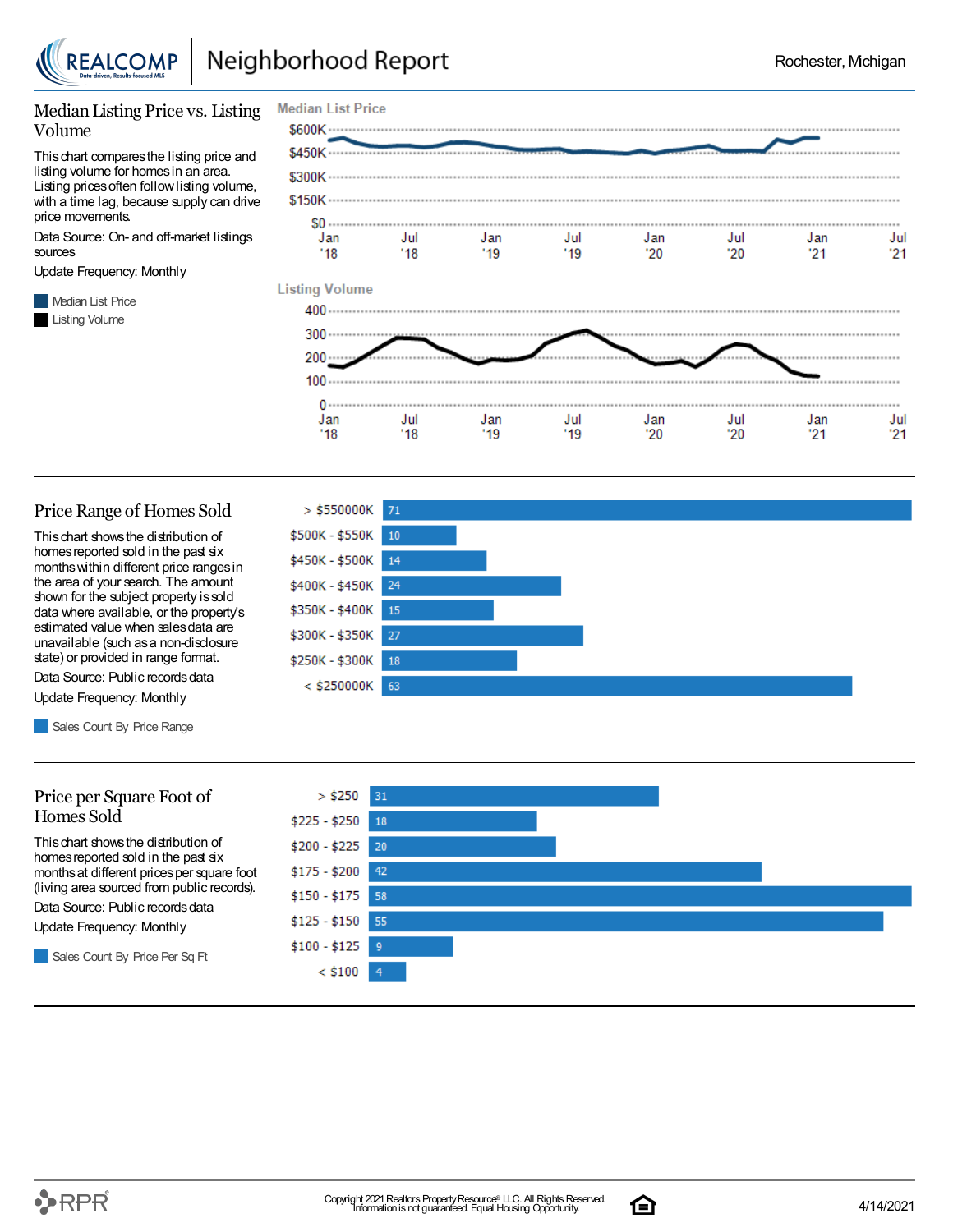## Median Listing Price vs. Listing Volume

This chart compares the listing price and listing volume for homes in an area. Listing prices often follow listing volume, with a time lag, because supply can drive price movements.

Data Source: On- and off-market listings sources

Update Frequency: Monthly

- Median List Price
- Listing Volume

## Price Range of Homes Sold

This chart shows the distribution of homes reported sold in the past six months within different price ranges in the area of your search. The amount shown for the subject property is sold data where available, or the property's estimated value when sales data are unavailable (such as a non-disclosure state) or provided in range format.

Data Source: Public records data

Update Frequency: Monthly

- Sales Count By Price Range

| Price Range | Sales Count |
|---|---|
| > $550000K | 71 |
| $500K - $550K | 10 |
| $450K - $500K | 14 |
| $400K - $450K | 24 |
| $350K - $400K | 15 |
| $300K - $350K | 27 |
| $250K - $300K | 18 |
| < $250000K | 63 |

## Price per Square Foot of Homes Sold

This chart shows the distribution of homes reported sold in the past six months at different prices per square foot (living area sourced from public records).

Data Source: Public records data

Update Frequency: Monthly

- Sales Count By Price Per Sq Ft

| Price per Sq Ft | Sales Count |
|---|---|
| > $250 | 31 |
| $225 - $250 | 18 |
| $200 - $225 | 20 |
| $175 - $200 | 42 |
| $150 - $175 | 58 |
| $125 - $150 | 55 |
| $100 - $125 | 9 |
| < $100 | 4 |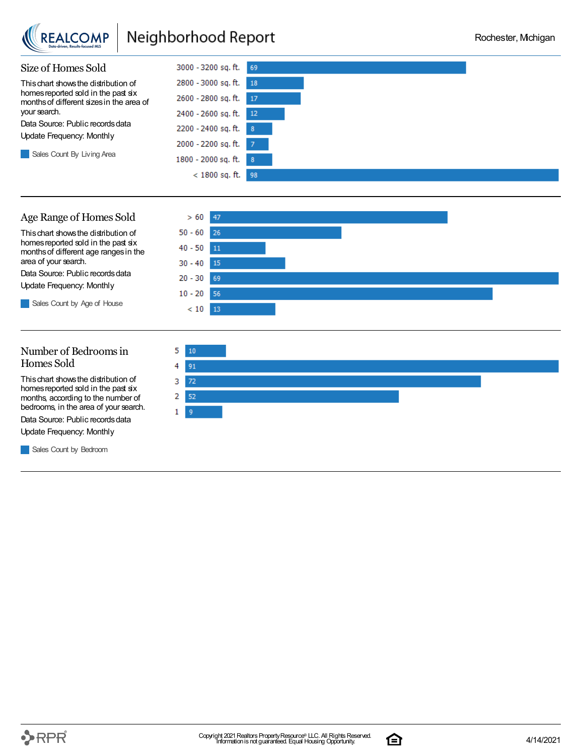## Size of Homes Sold

This chart shows the distribution of homes reported sold in the past six months of different sizes in the area of your search.

Data Source: Public records data

Update Frequency: Monthly

Sales Count By Living Area

| Living Area | Sales Count |
|---|---|
| 3000 - 3200 sq. ft. | 69 |
| 2800 - 3000 sq. ft. | 18 |
| 2600 - 2800 sq. ft. | 17 |
| 2400 - 2600 sq. ft. | 12 |
| 2200 - 2400 sq. ft. | 8 |
| 2000 - 2200 sq. ft. | 7 |
| 1800 - 2000 sq. ft. | 8 |
| < 1800 sq. ft. | 98 |

## Age Range of Homes Sold

This chart shows the distribution of homes reported sold in the past six months of different age ranges in the area of your search.

Data Source: Public records data

Update Frequency: Monthly

Sales Count by Age of House

| Age of House | Sales Count |
|---|---|
| > 60 | 47 |
| 50 - 60 | 26 |
| 40 - 50 | 11 |
| 30 - 40 | 15 |
| 20 - 30 | 69 |
| 10 - 20 | 56 |
| < 10 | 13 |

## Number of Bedrooms in Homes Sold

This chart shows the distribution of homes reported sold in the past six months, according to the number of bedrooms, in the area of your search.

Data Source: Public records data

Update Frequency: Monthly

Sales Count by Bedroom

| Bedrooms | Sales Count |
|---|---|
| 5 | 10 |
| 4 | 91 |
| 3 | 72 |
| 2 | 52 |
| 1 | 9 |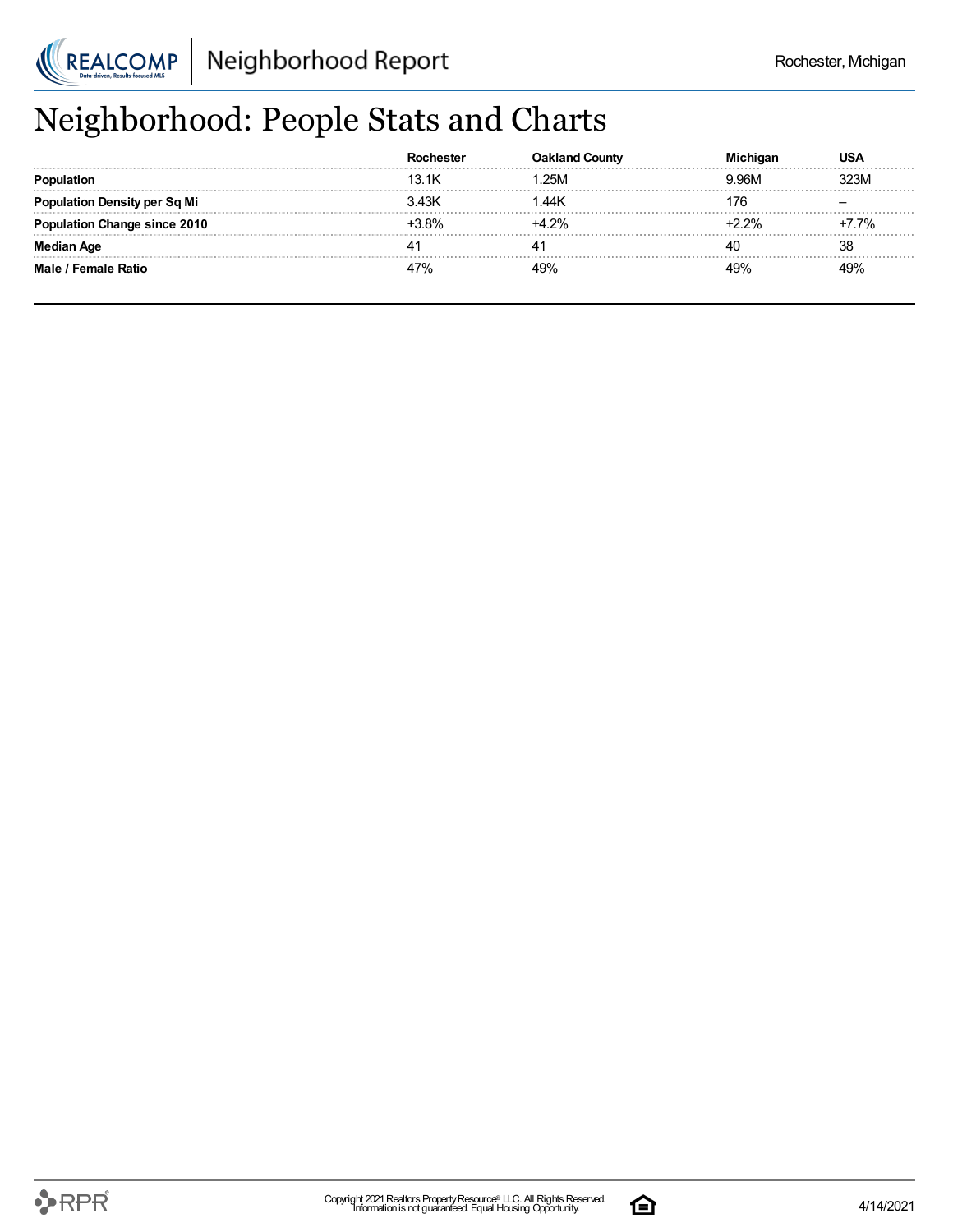# Neighborhood: People Stats and Charts

| | Rochester | Oakland County | Michigan | USA |
|---|---|---|---|---|
| **Population** | 13.1K | 1.25M | 9.96M | 323M |
| **Population Density per Sq Mi** | 3.43K | 1.44K | 176 | – |
| **Population Change since 2010** | +3.8% | +4.2% | +2.2% | +7.7% |
| **Median Age** | 41 | 41 | 40 | 38 |
| **Male / Female Ratio** | 47% | 49% | 49% | 49% |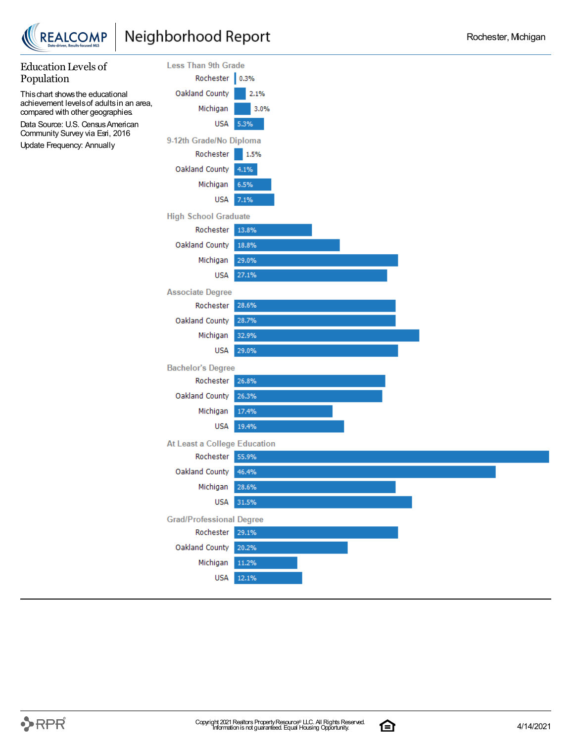## Education Levels of Population

This chart shows the educational achievement levels of adults in an area, compared with other geographies.

Data Source: U.S. Census American Community Survey via Esri, 2016

Update Frequency: Annually

### Less Than 9th Grade

| Area | Percent |
|---|---|
| Rochester | 0.3% |
| Oakland County | 2.1% |
| Michigan | 3.0% |
| USA | 5.3% |

### 9-12th Grade/No Diploma

| Area | Percent |
|---|---|
| Rochester | 1.5% |
| Oakland County | 4.1% |
| Michigan | 6.5% |
| USA | 7.1% |

### High School Graduate

| Area | Percent |
|---|---|
| Rochester | 13.8% |
| Oakland County | 18.8% |
| Michigan | 29.0% |
| USA | 27.1% |

### Associate Degree

| Area | Percent |
|---|---|
| Rochester | 28.6% |
| Oakland County | 28.7% |
| Michigan | 32.9% |
| USA | 29.0% |

### Bachelor's Degree

| Area | Percent |
|---|---|
| Rochester | 26.8% |
| Oakland County | 26.3% |
| Michigan | 17.4% |
| USA | 19.4% |

### At Least a College Education

| Area | Percent |
|---|---|
| Rochester | 55.9% |
| Oakland County | 46.4% |
| Michigan | 28.6% |
| USA | 31.5% |

### Grad/Professional Degree

| Area | Percent |
|---|---|
| Rochester | 29.1% |
| Oakland County | 20.2% |
| Michigan | 11.2% |
| USA | 12.1% |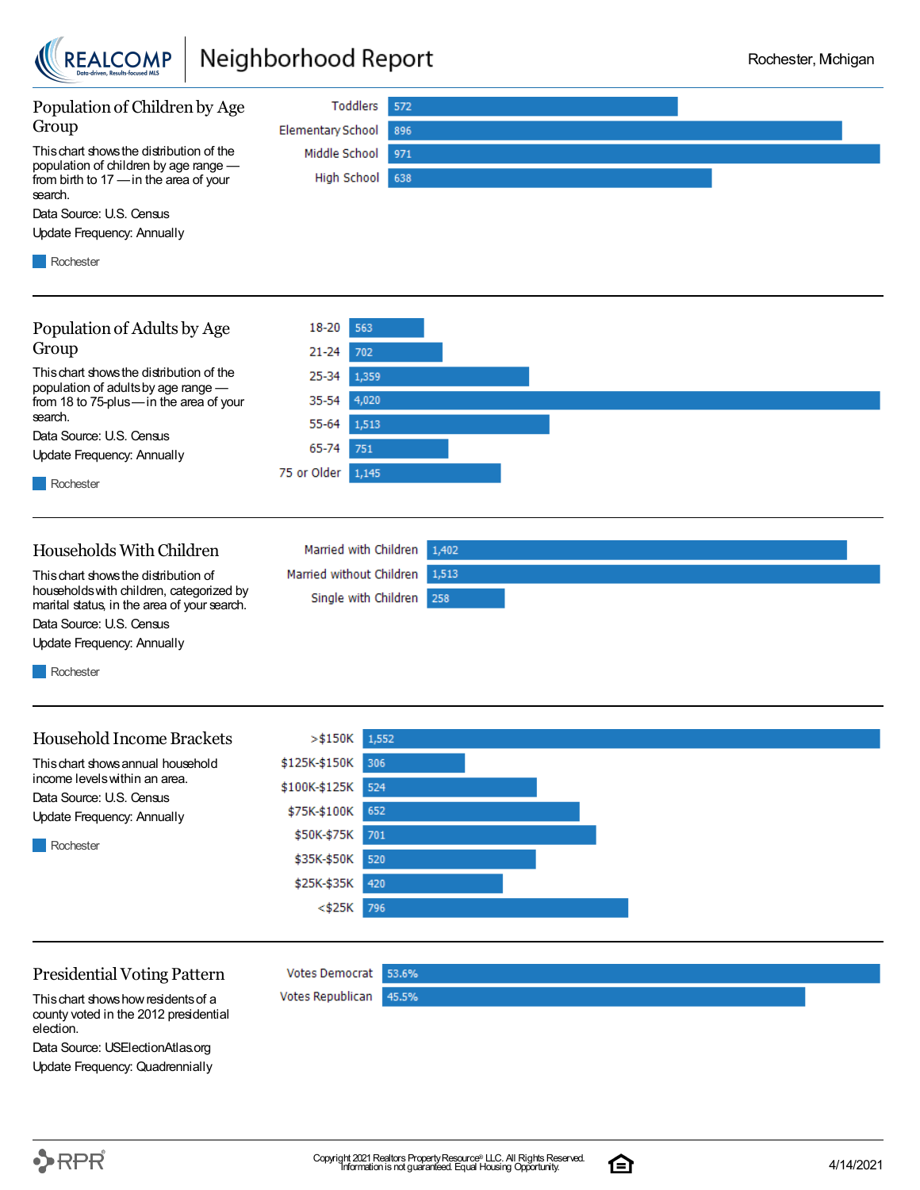## Population of Children by Age Group

This chart shows the distribution of the population of children by age range — from birth to 17 — in the area of your search.

Data Source: U.S. Census

Update Frequency: Annually

| Age Group | Rochester |
|---|---|
| Toddlers | 572 |
| Elementary School | 896 |
| Middle School | 971 |
| High School | 638 |

## Population of Adults by Age Group

This chart shows the distribution of the population of adults by age range — from 18 to 75-plus — in the area of your search.

Data Source: U.S. Census

Update Frequency: Annually

| Age Group | Rochester |
|---|---|
| 18-20 | 563 |
| 21-24 | 702 |
| 25-34 | 1,359 |
| 35-54 | 4,020 |
| 55-64 | 1,513 |
| 65-74 | 751 |
| 75 or Older | 1,145 |

## Households With Children

This chart shows the distribution of households with children, categorized by marital status, in the area of your search.

Data Source: U.S. Census

Update Frequency: Annually

| Household Type | Rochester |
|---|---|
| Married with Children | 1,402 |
| Married without Children | 1,513 |
| Single with Children | 258 |

## Household Income Brackets

This chart shows annual household income levels within an area.

Data Source: U.S. Census

Update Frequency: Annually

| Income Bracket | Rochester |
|---|---|
| >$150K | 1,552 |
| $125K-$150K | 306 |
| $100K-$125K | 524 |
| $75K-$100K | 652 |
| $50K-$75K | 701 |
| $35K-$50K | 520 |
| $25K-$35K | 420 |
| <$25K | 796 |

## Presidential Voting Pattern

This chart shows how residents of a county voted in the 2012 presidential election.

Data Source: USElectionAtlas.org

Update Frequency: Quadrennially

| Vote | Percentage |
|---|---|
| Votes Democrat | 53.6% |
| Votes Republican | 45.5% |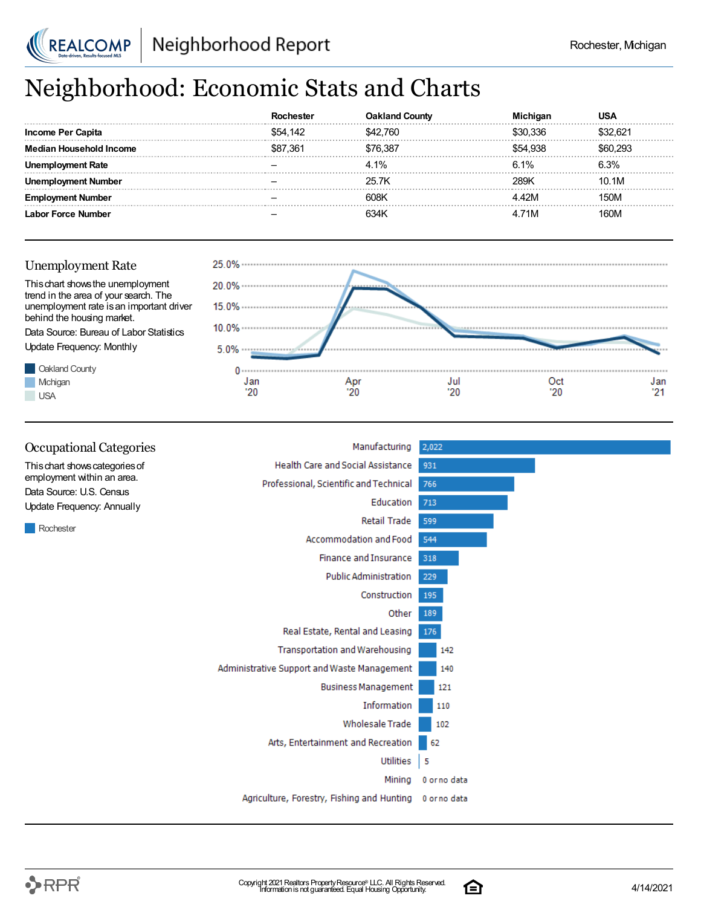# Neighborhood: Economic Stats and Charts

| | Rochester | Oakland County | Michigan | USA |
|---|---|---|---|---|
| **Income Per Capita** | $54,142 | $42,760 | $30,336 | $32,621 |
| **Median Household Income** | $87,361 | $76,387 | $54,938 | $60,293 |
| **Unemployment Rate** | – | 4.1% | 6.1% | 6.3% |
| **Unemployment Number** | – | 25.7K | 289K | 10.1M |
| **Employment Number** | – | 608K | 4.42M | 150M |
| **Labor Force Number** | – | 634K | 4.71M | 160M |

## Unemployment Rate

This chart shows the unemployment trend in the area of your search. The unemployment rate is an important driver behind the housing market.

Data Source: Bureau of Labor Statistics

Update Frequency: Monthly

Oakland County
Michigan
USA

## Occupational Categories

This chart shows categories of employment within an area.

Data Source: U.S. Census

Update Frequency: Annually

Rochester

| Category | Rochester |
|---|---|
| Manufacturing | 2,022 |
| Health Care and Social Assistance | 931 |
| Professional, Scientific and Technical | 766 |
| Education | 713 |
| Retail Trade | 599 |
| Accommodation and Food | 544 |
| Finance and Insurance | 318 |
| Public Administration | 229 |
| Construction | 195 |
| Other | 189 |
| Real Estate, Rental and Leasing | 176 |
| Transportation and Warehousing | 142 |
| Administrative Support and Waste Management | 140 |
| Business Management | 121 |
| Information | 110 |
| Wholesale Trade | 102 |
| Arts, Entertainment and Recreation | 62 |
| Utilities | 5 |
| Mining | 0 or no data |
| Agriculture, Forestry, Fishing and Hunting | 0 or no data |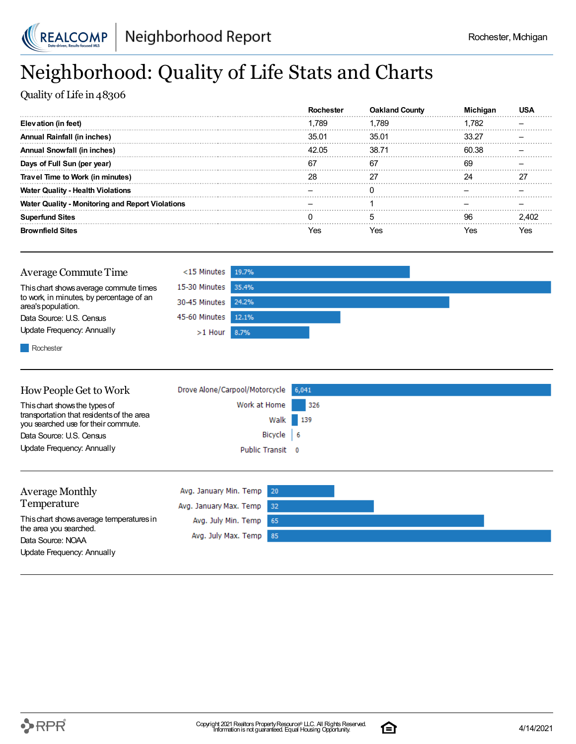# Neighborhood: Quality of Life Stats and Charts

Quality of Life in 48306

| | Rochester | Oakland County | Michigan | USA |
|---|---|---|---|---|
| **Elevation (in feet)** | 1,789 | 1,789 | 1,782 | – |
| **Annual Rainfall (in inches)** | 35.01 | 35.01 | 33.27 | – |
| **Annual Snowfall (in inches)** | 42.05 | 38.71 | 60.38 | – |
| **Days of Full Sun (per year)** | 67 | 67 | 69 | – |
| **Travel Time to Work (in minutes)** | 28 | 27 | 24 | 27 |
| **Water Quality - Health Violations** | – | 0 | – | – |
| **Water Quality - Monitoring and Report Violations** | – | 1 | – | – |
| **Superfund Sites** | 0 | 5 | 96 | 2,402 |
| **Brownfield Sites** | Yes | Yes | Yes | Yes |

## Average Commute Time

This chart shows average commute times to work, in minutes, by percentage of an area's population.

Data Source: U.S. Census

Update Frequency: Annually

| Commute Time | Rochester |
|---|---|
| <15 Minutes | 19.7% |
| 15-30 Minutes | 35.4% |
| 30-45 Minutes | 24.2% |
| 45-60 Minutes | 12.1% |
| >1 Hour | 8.7% |

## How People Get to Work

This chart shows the types of transportation that residents of the area you searched use for their commute.

Data Source: U.S. Census

Update Frequency: Annually

| Transportation | Count |
|---|---|
| Drove Alone/Carpool/Motorcycle | 6,041 |
| Work at Home | 326 |
| Walk | 139 |
| Bicycle | 6 |
| Public Transit | 0 |

## Average Monthly Temperature

This chart shows average temperatures in the area you searched.

Data Source: NOAA

Update Frequency: Annually

| Temperature | Value |
|---|---|
| Avg. January Min. Temp | 20 |
| Avg. January Max. Temp | 32 |
| Avg. July Min. Temp | 65 |
| Avg. July Max. Temp | 85 |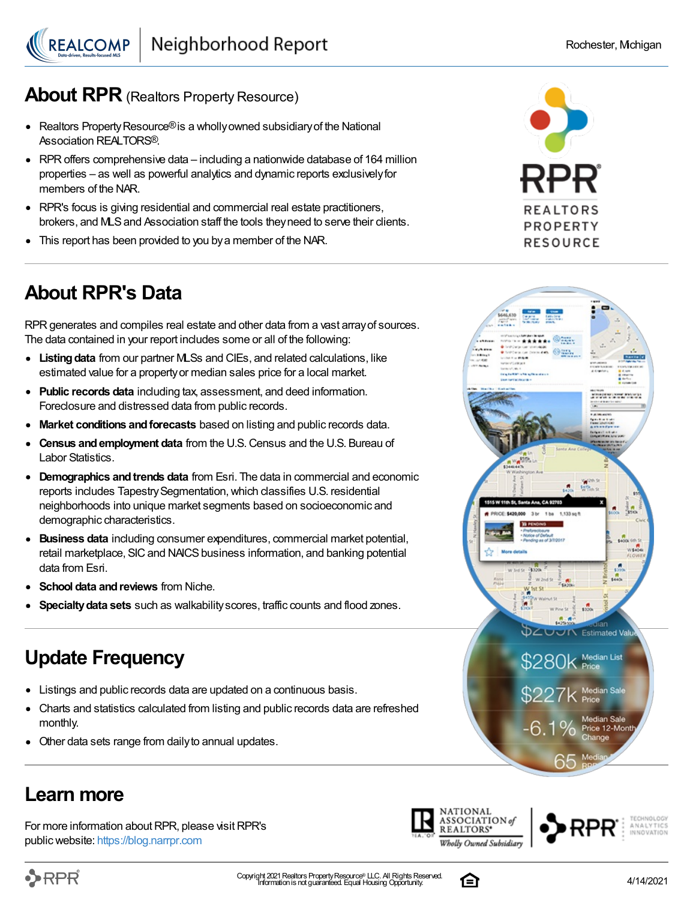## About RPR (Realtors Property Resource)

- Realtors Property Resource® is a wholly owned subsidiary of the National Association REALTORS®.
- RPR offers comprehensive data – including a nationwide database of 164 million properties – as well as powerful analytics and dynamic reports exclusively for members of the NAR.
- RPR's focus is giving residential and commercial real estate practitioners, brokers, and MLS and Association staff the tools they need to serve their clients.
- This report has been provided to you by a member of the NAR.

## About RPR's Data

RPR generates and compiles real estate and other data from a vast array of sources. The data contained in your report includes some or all of the following:

- **Listing data** from our partner MLSs and CIEs, and related calculations, like estimated value for a property or median sales price for a local market.
- **Public records data** including tax, assessment, and deed information. Foreclosure and distressed data from public records.
- **Market conditions and forecasts** based on listing and public records data.
- **Census and employment data** from the U.S. Census and the U.S. Bureau of Labor Statistics.
- **Demographics and trends data** from Esri. The data in commercial and economic reports includes Tapestry Segmentation, which classifies U.S. residential neighborhoods into unique market segments based on socioeconomic and demographic characteristics.
- **Business data** including consumer expenditures, commercial market potential, retail marketplace, SIC and NAICS business information, and banking potential data from Esri.
- **School data and reviews** from Niche.
- **Specialty data sets** such as walkability scores, traffic counts and flood zones.

## Update Frequency

- Listings and public records data are updated on a continuous basis.
- Charts and statistics calculated from listing and public records data are refreshed monthly.
- Other data sets range from daily to annual updates.

## Learn more

For more information about RPR, please visit RPR's public website: https://blog.narrpr.com